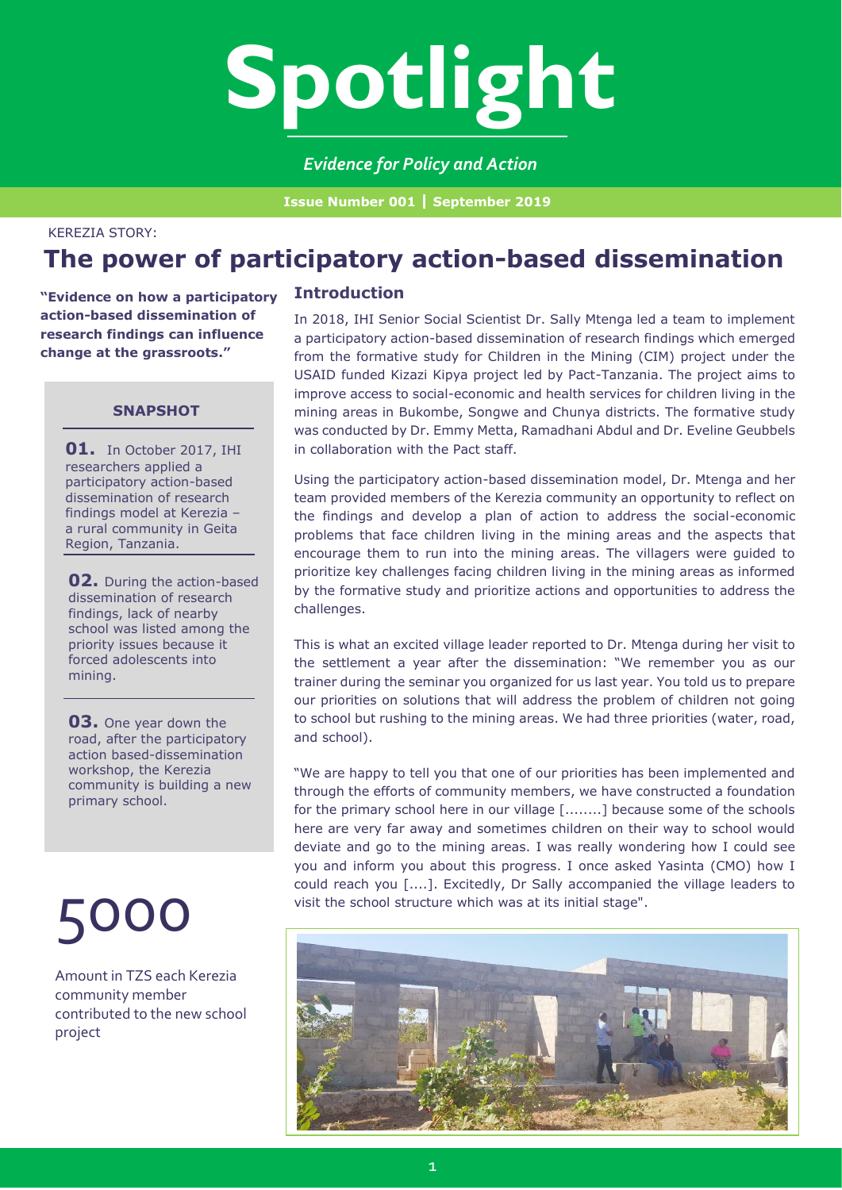# Spotlight

*Evidence for Policy and Action*

**Issue Number 001 | September 2019**

KEREZIA STORY:

## The power of participatory action-based dissemination

**"Evidence on how a participatory action-based dissemination of research findings can influence change at the grassroots."**

### SNAPSHOT

**01.** In October 2017, IHI researchers applied a participatory action-based dissemination of research findings model at Kerezia – a rural community in Geita Region, Tanzania.

**02.** During the action-based dissemination of research findings, lack of nearby school was listed among the priority issues because it forced adolescents into mining.

**03.** One year down the road, after the participatory action based-dissemination workshop, the Kerezia community is building a new primary school.

# 5000

Amount in TZS each Kerezia community member contributed to the new school project

### Introduction

In 2018, IHI Senior Social Scientist Dr. Sally Mtenga led a team to implement a participatory action-based dissemination of research findings which emerged from the formative study for Children in the Mining (CIM) project under the USAID funded Kizazi Kipya project led by Pact-Tanzania. The project aims to improve access to social-economic and health services for children living in the mining areas in Bukombe, Songwe and Chunya districts. The formative study was conducted by Dr. Emmy Metta, Ramadhani Abdul and Dr. Eveline Geubbels in collaboration with the Pact staff.

Using the participatory action-based dissemination model, Dr. Mtenga and her team provided members of the Kerezia community an opportunity to reflect on the findings and develop a plan of action to address the social-economic problems that face children living in the mining areas and the aspects that encourage them to run into the mining areas. The villagers were guided to prioritize key challenges facing children living in the mining areas as informed by the formative study and prioritize actions and opportunities to address the challenges.

This is what an excited village leader reported to Dr. Mtenga during her visit to the settlement a year after the dissemination: "We remember you as our trainer during the seminar you organized for us last year. You told us to prepare our priorities on solutions that will address the problem of children not going to school but rushing to the mining areas. We had three priorities (water, road, and school).

"We are happy to tell you that one of our priorities has been implemented and through the efforts of community members, we have constructed a foundation for the primary school here in our village [........] because some of the schools here are very far away and sometimes children on their way to school would deviate and go to the mining areas. I was really wondering how I could see you and inform you about this progress. I once asked Yasinta (CMO) how I could reach you [....]. Excitedly, Dr Sally accompanied the village leaders to visit the school structure which was at its initial stage".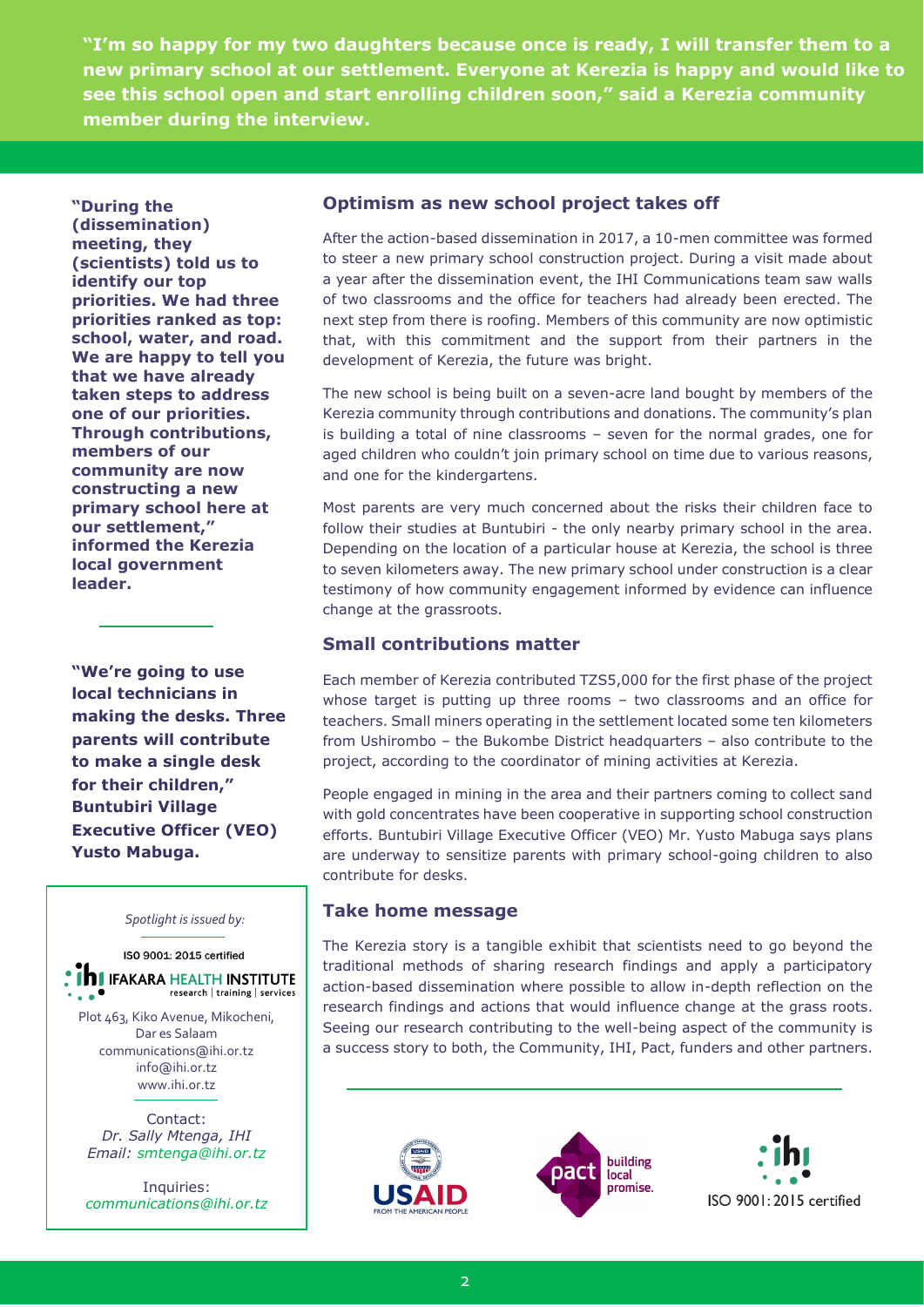**"I'm so happy for my two daughters because once is ready, I will transfer them to a new primary school at our settlement. Everyone at Kerezia is happy and would like to see this school open and start enrolling children soon," said a Kerezia community member during the interview.**

**"During the (dissemination) meeting, they (scientists) told us to identify our top priorities. We had three priorities ranked as top: school, water, and road. We are happy to tell you that we have already taken steps to address one of our priorities. Through contributions, members of our community are now constructing a new primary school here at our settlement," informed the Kerezia local government leader.**

**"We're going to use local technicians in making the desks. Three parents will contribute to make a single desk for their children," Buntubiri Village Executive Officer (VEO) Yusto Mabuga.**

## Optimism as new school project takes off

After the action-based dissemination in 2017, a 10-men committee was formed to steer a new primary school construction project. During a visit made about a year after the dissemination event, the IHI Communications team saw walls of two classrooms and the office for teachers had already been erected. The next step from there is roofing. Members of this community are now optimistic that, with this commitment and the support from their partners in the development of Kerezia, the future was bright.

The new school is being built on a seven-acre land bought by members of the Kerezia community through contributions and donations. The community's plan is building a total of nine classrooms – seven for the normal grades, one for aged children who couldn't join primary school on time due to various reasons, and one for the kindergartens.

Most parents are very much concerned about the risks their children face to follow their studies at Buntubiri - the only nearby primary school in the area. Depending on the location of a particular house at Kerezia, the school is three to seven kilometers away. The new primary school under construction is a clear testimony of how community engagement informed by evidence can influence change at the grassroots.

## Small contributions matter

Each member of Kerezia contributed TZS5,000 for the first phase of the project whose target is putting up three rooms – two classrooms and an office for teachers. Small miners operating in the settlement located some ten kilometers from Ushirombo – the Bukombe District headquarters – also contribute to the project, according to the coordinator of mining activities at Kerezia.

People engaged in mining in the area and their partners coming to collect sand with gold concentrates have been cooperative in supporting school construction efforts. Buntubiri Village Executive Officer (VEO) Mr. Yusto Mabuga says plans are underway to sensitize parents with primary school-going children to also contribute for desks.

## Take home message

The Kerezia story is a tangible exhibit that scientists need to go beyond the traditional methods of sharing research findings and apply a participatory action-based dissemination where possible to allow in-depth reflection on the research findings and actions that would influence change at the grass roots. Seeing our research contributing to the well-being aspect of the community is a success story to both, the Community, IHI, Pact, funders and other partners.

*Spotlight is issued by:*

ISO 9001: 2015 certified

IFAKARA HEALTH INSTITUTE
research | training | services

Plot 463, Kiko Avenue, Mikocheni,
Dar es Salaam
communications@ihi.or.tz
info@ihi.or.tz
www.ihi.or.tz

Contact:
*Dr. Sally Mtenga, IHI*
*Email: smtenga@ihi.or.tz*

Inquiries:
*communications@ihi.or.tz*

USAID FROM THE AMERICAN PEOPLE

pact building local promise.

ihi ISO 9001:2015 certified